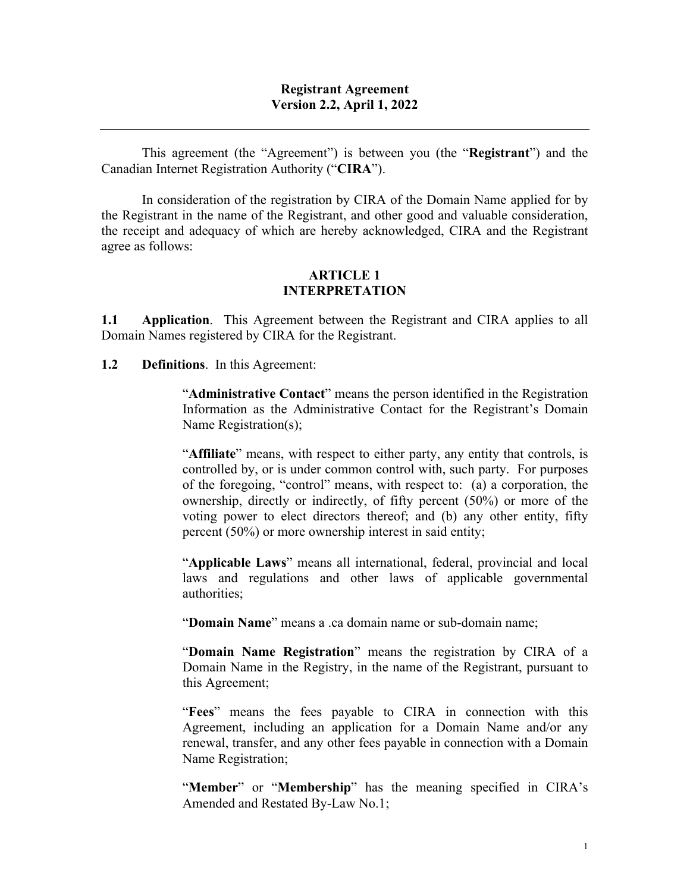# Registrant Agreement
## Version 2.2, April 1, 2022

---

This agreement (the "Agreement") is between you (the "**Registrant**") and the Canadian Internet Registration Authority ("**CIRA**").

In consideration of the registration by CIRA of the Domain Name applied for by the Registrant in the name of the Registrant, and other good and valuable consideration, the receipt and adequacy of which are hereby acknowledged, CIRA and the Registrant agree as follows:

## ARTICLE 1
## INTERPRETATION

**1.1 Application**. This Agreement between the Registrant and CIRA applies to all Domain Names registered by CIRA for the Registrant.

**1.2 Definitions**. In this Agreement:

"**Administrative Contact**" means the person identified in the Registration Information as the Administrative Contact for the Registrant's Domain Name Registration(s);

"**Affiliate**" means, with respect to either party, any entity that controls, is controlled by, or is under common control with, such party. For purposes of the foregoing, "control" means, with respect to: (a) a corporation, the ownership, directly or indirectly, of fifty percent (50%) or more of the voting power to elect directors thereof; and (b) any other entity, fifty percent (50%) or more ownership interest in said entity;

"**Applicable Laws**" means all international, federal, provincial and local laws and regulations and other laws of applicable governmental authorities;

"**Domain Name**" means a .ca domain name or sub-domain name;

"**Domain Name Registration**" means the registration by CIRA of a Domain Name in the Registry, in the name of the Registrant, pursuant to this Agreement;

"**Fees**" means the fees payable to CIRA in connection with this Agreement, including an application for a Domain Name and/or any renewal, transfer, and any other fees payable in connection with a Domain Name Registration;

"**Member**" or "**Membership**" has the meaning specified in CIRA's Amended and Restated By-Law No.1;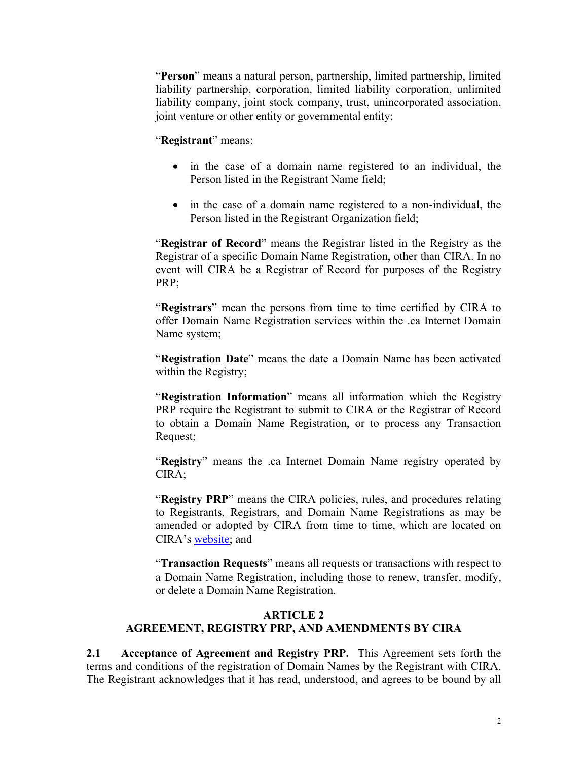"**Person**" means a natural person, partnership, limited partnership, limited liability partnership, corporation, limited liability corporation, unlimited liability company, joint stock company, trust, unincorporated association, joint venture or other entity or governmental entity;

"**Registrant**" means:

- in the case of a domain name registered to an individual, the Person listed in the Registrant Name field;
- in the case of a domain name registered to a non-individual, the Person listed in the Registrant Organization field;

"**Registrar of Record**" means the Registrar listed in the Registry as the Registrar of a specific Domain Name Registration, other than CIRA. In no event will CIRA be a Registrar of Record for purposes of the Registry PRP;

"**Registrars**" mean the persons from time to time certified by CIRA to offer Domain Name Registration services within the .ca Internet Domain Name system;

"**Registration Date**" means the date a Domain Name has been activated within the Registry;

"**Registration Information**" means all information which the Registry PRP require the Registrant to submit to CIRA or the Registrar of Record to obtain a Domain Name Registration, or to process any Transaction Request;

"**Registry**" means the .ca Internet Domain Name registry operated by CIRA;

"**Registry PRP**" means the CIRA policies, rules, and procedures relating to Registrants, Registrars, and Domain Name Registrations as may be amended or adopted by CIRA from time to time, which are located on CIRA's website; and

"**Transaction Requests**" means all requests or transactions with respect to a Domain Name Registration, including those to renew, transfer, modify, or delete a Domain Name Registration.

## ARTICLE 2
## AGREEMENT, REGISTRY PRP, AND AMENDMENTS BY CIRA

**2.1 Acceptance of Agreement and Registry PRP.** This Agreement sets forth the terms and conditions of the registration of Domain Names by the Registrant with CIRA. The Registrant acknowledges that it has read, understood, and agrees to be bound by all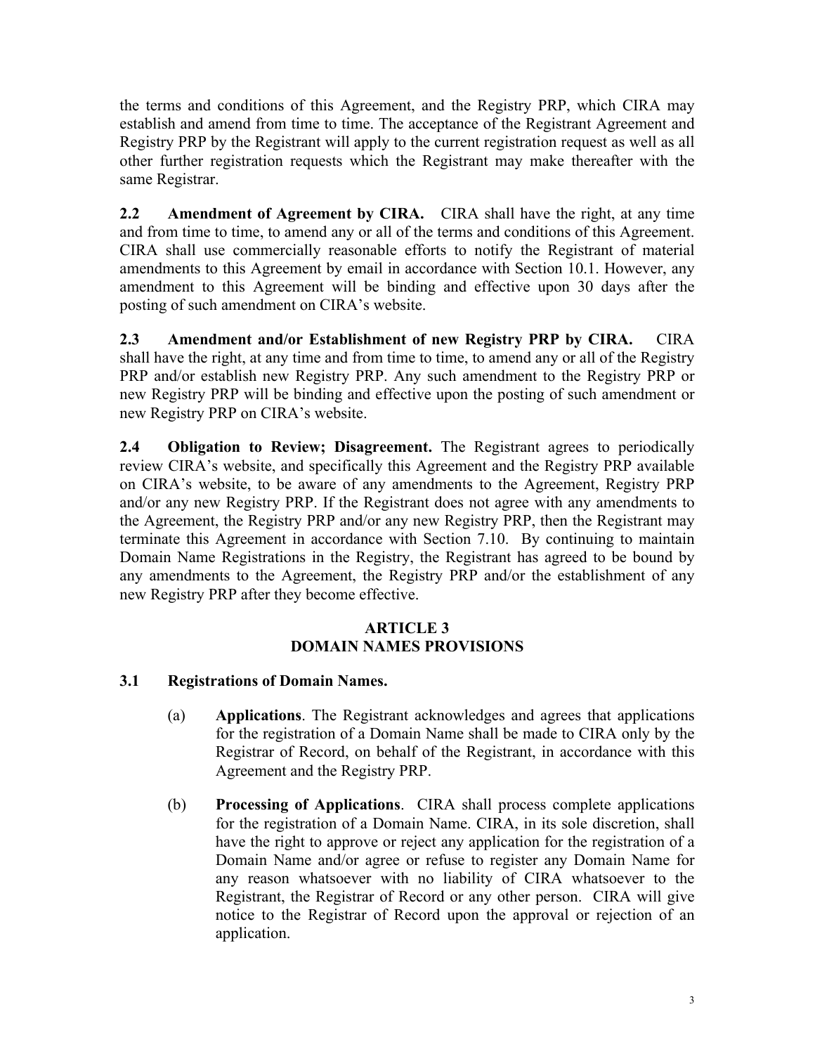the terms and conditions of this Agreement, and the Registry PRP, which CIRA may establish and amend from time to time. The acceptance of the Registrant Agreement and Registry PRP by the Registrant will apply to the current registration request as well as all other further registration requests which the Registrant may make thereafter with the same Registrar.

**2.2 Amendment of Agreement by CIRA.** CIRA shall have the right, at any time and from time to time, to amend any or all of the terms and conditions of this Agreement. CIRA shall use commercially reasonable efforts to notify the Registrant of material amendments to this Agreement by email in accordance with Section 10.1. However, any amendment to this Agreement will be binding and effective upon 30 days after the posting of such amendment on CIRA's website.

**2.3 Amendment and/or Establishment of new Registry PRP by CIRA.** CIRA shall have the right, at any time and from time to time, to amend any or all of the Registry PRP and/or establish new Registry PRP. Any such amendment to the Registry PRP or new Registry PRP will be binding and effective upon the posting of such amendment or new Registry PRP on CIRA's website.

**2.4 Obligation to Review; Disagreement.** The Registrant agrees to periodically review CIRA's website, and specifically this Agreement and the Registry PRP available on CIRA's website, to be aware of any amendments to the Agreement, Registry PRP and/or any new Registry PRP. If the Registrant does not agree with any amendments to the Agreement, the Registry PRP and/or any new Registry PRP, then the Registrant may terminate this Agreement in accordance with Section 7.10. By continuing to maintain Domain Name Registrations in the Registry, the Registrant has agreed to be bound by any amendments to the Agreement, the Registry PRP and/or the establishment of any new Registry PRP after they become effective.

## ARTICLE 3
## DOMAIN NAMES PROVISIONS

**3.1 Registrations of Domain Names.**

(a) **Applications**. The Registrant acknowledges and agrees that applications for the registration of a Domain Name shall be made to CIRA only by the Registrar of Record, on behalf of the Registrant, in accordance with this Agreement and the Registry PRP.

(b) **Processing of Applications**. CIRA shall process complete applications for the registration of a Domain Name. CIRA, in its sole discretion, shall have the right to approve or reject any application for the registration of a Domain Name and/or agree or refuse to register any Domain Name for any reason whatsoever with no liability of CIRA whatsoever to the Registrant, the Registrar of Record or any other person. CIRA will give notice to the Registrar of Record upon the approval or rejection of an application.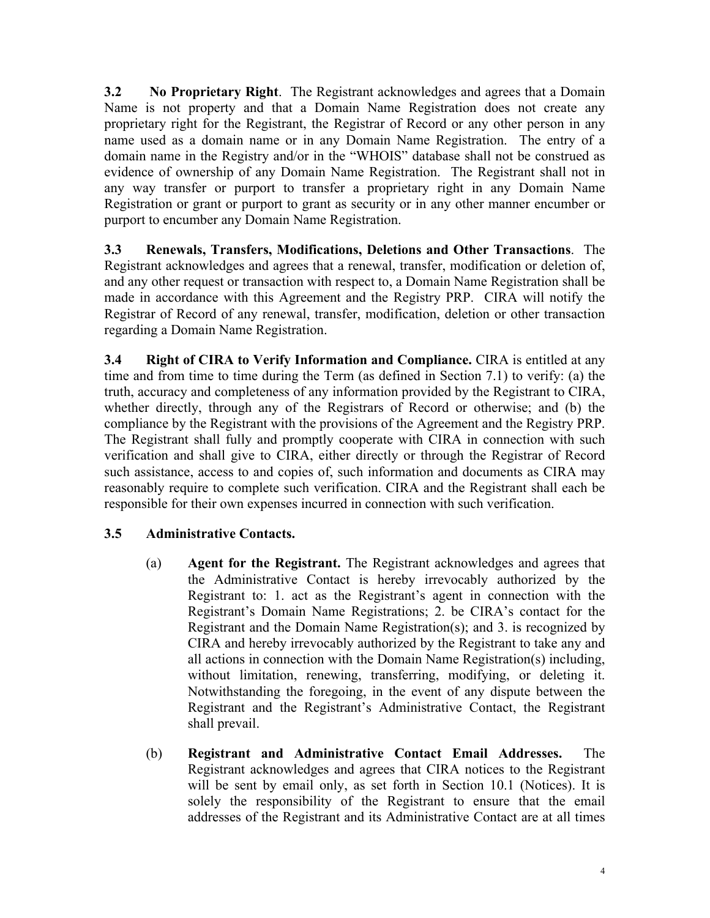**3.2 No Proprietary Right**. The Registrant acknowledges and agrees that a Domain Name is not property and that a Domain Name Registration does not create any proprietary right for the Registrant, the Registrar of Record or any other person in any name used as a domain name or in any Domain Name Registration. The entry of a domain name in the Registry and/or in the "WHOIS" database shall not be construed as evidence of ownership of any Domain Name Registration. The Registrant shall not in any way transfer or purport to transfer a proprietary right in any Domain Name Registration or grant or purport to grant as security or in any other manner encumber or purport to encumber any Domain Name Registration.

**3.3 Renewals, Transfers, Modifications, Deletions and Other Transactions**. The Registrant acknowledges and agrees that a renewal, transfer, modification or deletion of, and any other request or transaction with respect to, a Domain Name Registration shall be made in accordance with this Agreement and the Registry PRP. CIRA will notify the Registrar of Record of any renewal, transfer, modification, deletion or other transaction regarding a Domain Name Registration.

**3.4 Right of CIRA to Verify Information and Compliance.** CIRA is entitled at any time and from time to time during the Term (as defined in Section 7.1) to verify: (a) the truth, accuracy and completeness of any information provided by the Registrant to CIRA, whether directly, through any of the Registrars of Record or otherwise; and (b) the compliance by the Registrant with the provisions of the Agreement and the Registry PRP. The Registrant shall fully and promptly cooperate with CIRA in connection with such verification and shall give to CIRA, either directly or through the Registrar of Record such assistance, access to and copies of, such information and documents as CIRA may reasonably require to complete such verification. CIRA and the Registrant shall each be responsible for their own expenses incurred in connection with such verification.

**3.5 Administrative Contacts.**

(a) **Agent for the Registrant.** The Registrant acknowledges and agrees that the Administrative Contact is hereby irrevocably authorized by the Registrant to: 1. act as the Registrant's agent in connection with the Registrant's Domain Name Registrations; 2. be CIRA's contact for the Registrant and the Domain Name Registration(s); and 3. is recognized by CIRA and hereby irrevocably authorized by the Registrant to take any and all actions in connection with the Domain Name Registration(s) including, without limitation, renewing, transferring, modifying, or deleting it. Notwithstanding the foregoing, in the event of any dispute between the Registrant and the Registrant's Administrative Contact, the Registrant shall prevail.

(b) **Registrant and Administrative Contact Email Addresses.** The Registrant acknowledges and agrees that CIRA notices to the Registrant will be sent by email only, as set forth in Section 10.1 (Notices). It is solely the responsibility of the Registrant to ensure that the email addresses of the Registrant and its Administrative Contact are at all times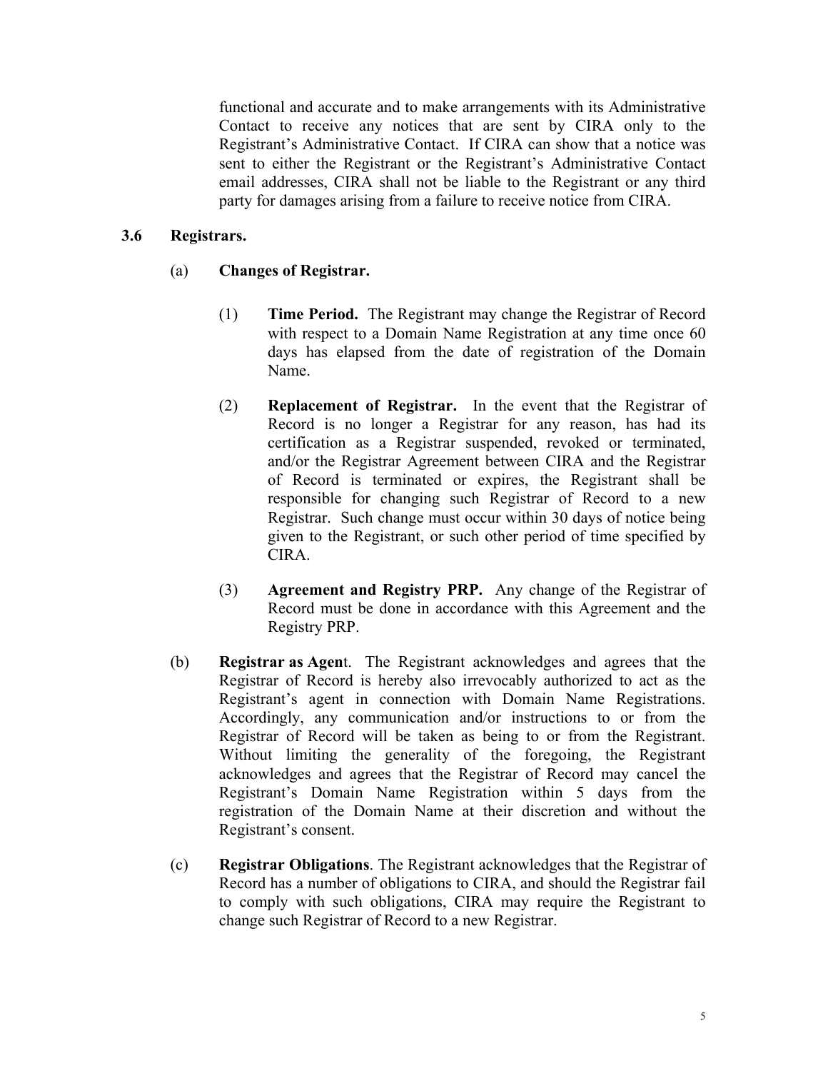functional and accurate and to make arrangements with its Administrative Contact to receive any notices that are sent by CIRA only to the Registrant's Administrative Contact. If CIRA can show that a notice was sent to either the Registrant or the Registrant's Administrative Contact email addresses, CIRA shall not be liable to the Registrant or any third party for damages arising from a failure to receive notice from CIRA.

**3.6 Registrars.**

(a) **Changes of Registrar.**

(1) **Time Period.** The Registrant may change the Registrar of Record with respect to a Domain Name Registration at any time once 60 days has elapsed from the date of registration of the Domain Name.

(2) **Replacement of Registrar.** In the event that the Registrar of Record is no longer a Registrar for any reason, has had its certification as a Registrar suspended, revoked or terminated, and/or the Registrar Agreement between CIRA and the Registrar of Record is terminated or expires, the Registrant shall be responsible for changing such Registrar of Record to a new Registrar. Such change must occur within 30 days of notice being given to the Registrant, or such other period of time specified by CIRA.

(3) **Agreement and Registry PRP.** Any change of the Registrar of Record must be done in accordance with this Agreement and the Registry PRP.

(b) **Registrar as Agen**t. The Registrant acknowledges and agrees that the Registrar of Record is hereby also irrevocably authorized to act as the Registrant's agent in connection with Domain Name Registrations. Accordingly, any communication and/or instructions to or from the Registrar of Record will be taken as being to or from the Registrant. Without limiting the generality of the foregoing, the Registrant acknowledges and agrees that the Registrar of Record may cancel the Registrant's Domain Name Registration within 5 days from the registration of the Domain Name at their discretion and without the Registrant's consent.

(c) **Registrar Obligations**. The Registrant acknowledges that the Registrar of Record has a number of obligations to CIRA, and should the Registrar fail to comply with such obligations, CIRA may require the Registrant to change such Registrar of Record to a new Registrar.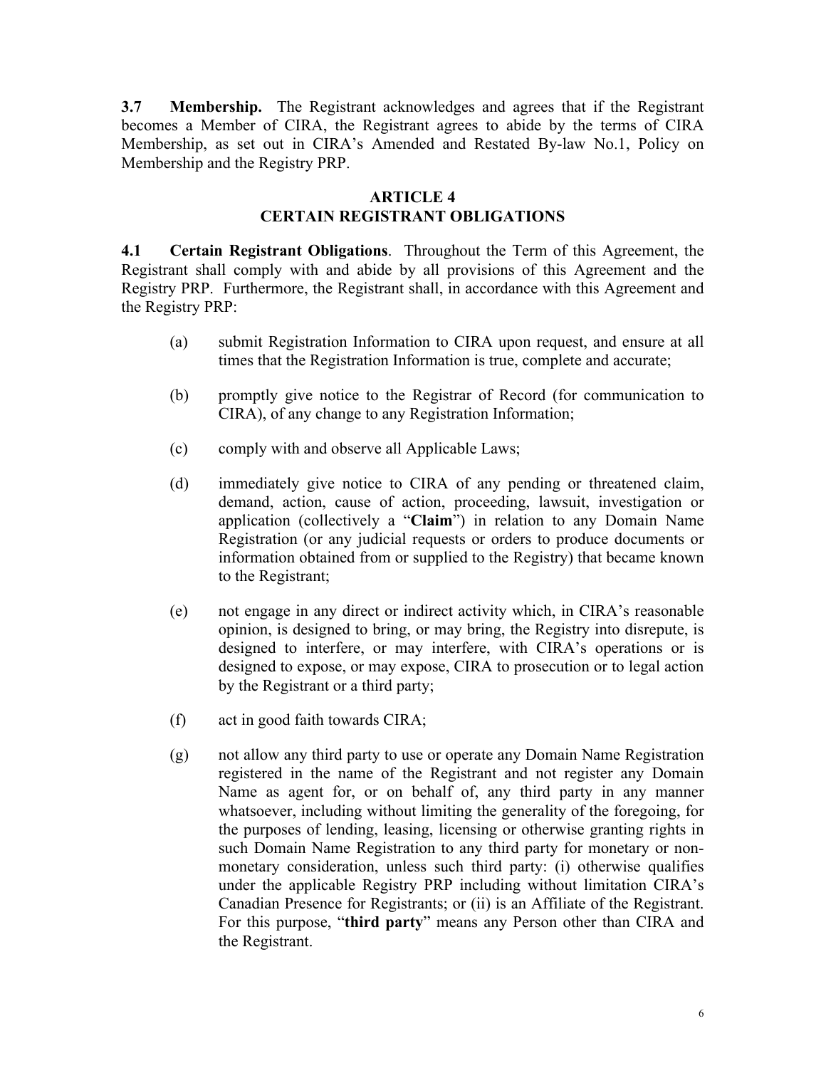**3.7 Membership.** The Registrant acknowledges and agrees that if the Registrant becomes a Member of CIRA, the Registrant agrees to abide by the terms of CIRA Membership, as set out in CIRA's Amended and Restated By-law No.1, Policy on Membership and the Registry PRP.

## ARTICLE 4
## CERTAIN REGISTRANT OBLIGATIONS

**4.1 Certain Registrant Obligations**. Throughout the Term of this Agreement, the Registrant shall comply with and abide by all provisions of this Agreement and the Registry PRP. Furthermore, the Registrant shall, in accordance with this Agreement and the Registry PRP:

(a) submit Registration Information to CIRA upon request, and ensure at all times that the Registration Information is true, complete and accurate;

(b) promptly give notice to the Registrar of Record (for communication to CIRA), of any change to any Registration Information;

(c) comply with and observe all Applicable Laws;

(d) immediately give notice to CIRA of any pending or threatened claim, demand, action, cause of action, proceeding, lawsuit, investigation or application (collectively a "**Claim**") in relation to any Domain Name Registration (or any judicial requests or orders to produce documents or information obtained from or supplied to the Registry) that became known to the Registrant;

(e) not engage in any direct or indirect activity which, in CIRA's reasonable opinion, is designed to bring, or may bring, the Registry into disrepute, is designed to interfere, or may interfere, with CIRA's operations or is designed to expose, or may expose, CIRA to prosecution or to legal action by the Registrant or a third party;

(f) act in good faith towards CIRA;

(g) not allow any third party to use or operate any Domain Name Registration registered in the name of the Registrant and not register any Domain Name as agent for, or on behalf of, any third party in any manner whatsoever, including without limiting the generality of the foregoing, for the purposes of lending, leasing, licensing or otherwise granting rights in such Domain Name Registration to any third party for monetary or non-monetary consideration, unless such third party: (i) otherwise qualifies under the applicable Registry PRP including without limitation CIRA's Canadian Presence for Registrants; or (ii) is an Affiliate of the Registrant. For this purpose, "**third party**" means any Person other than CIRA and the Registrant.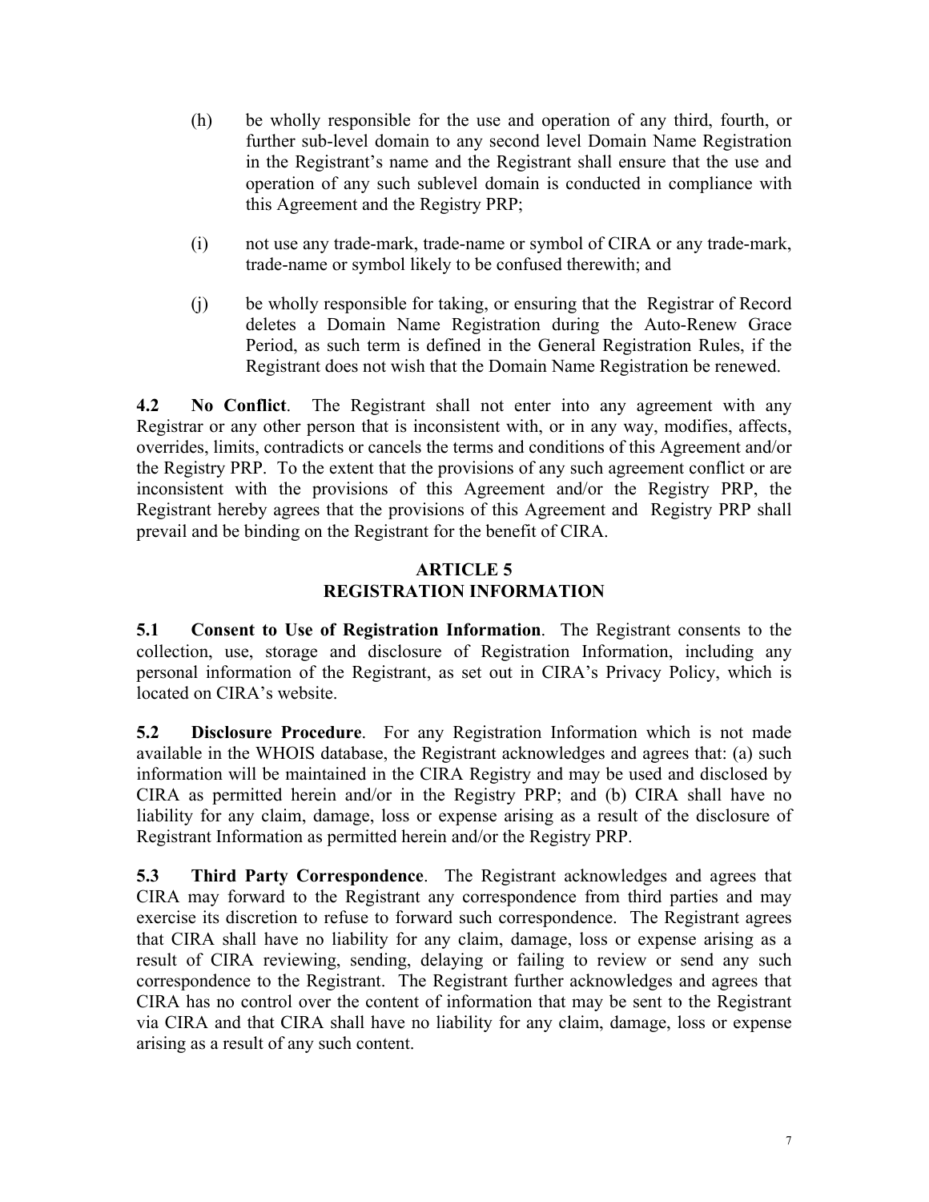(h) be wholly responsible for the use and operation of any third, fourth, or further sub-level domain to any second level Domain Name Registration in the Registrant's name and the Registrant shall ensure that the use and operation of any such sublevel domain is conducted in compliance with this Agreement and the Registry PRP;

(i) not use any trade-mark, trade-name or symbol of CIRA or any trade-mark, trade-name or symbol likely to be confused therewith; and

(j) be wholly responsible for taking, or ensuring that the Registrar of Record deletes a Domain Name Registration during the Auto-Renew Grace Period, as such term is defined in the General Registration Rules, if the Registrant does not wish that the Domain Name Registration be renewed.

**4.2 No Conflict**. The Registrant shall not enter into any agreement with any Registrar or any other person that is inconsistent with, or in any way, modifies, affects, overrides, limits, contradicts or cancels the terms and conditions of this Agreement and/or the Registry PRP. To the extent that the provisions of any such agreement conflict or are inconsistent with the provisions of this Agreement and/or the Registry PRP, the Registrant hereby agrees that the provisions of this Agreement and Registry PRP shall prevail and be binding on the Registrant for the benefit of CIRA.

## ARTICLE 5
## REGISTRATION INFORMATION

**5.1 Consent to Use of Registration Information**. The Registrant consents to the collection, use, storage and disclosure of Registration Information, including any personal information of the Registrant, as set out in CIRA's Privacy Policy, which is located on CIRA's website.

**5.2 Disclosure Procedure**. For any Registration Information which is not made available in the WHOIS database, the Registrant acknowledges and agrees that: (a) such information will be maintained in the CIRA Registry and may be used and disclosed by CIRA as permitted herein and/or in the Registry PRP; and (b) CIRA shall have no liability for any claim, damage, loss or expense arising as a result of the disclosure of Registrant Information as permitted herein and/or the Registry PRP.

**5.3 Third Party Correspondence**. The Registrant acknowledges and agrees that CIRA may forward to the Registrant any correspondence from third parties and may exercise its discretion to refuse to forward such correspondence. The Registrant agrees that CIRA shall have no liability for any claim, damage, loss or expense arising as a result of CIRA reviewing, sending, delaying or failing to review or send any such correspondence to the Registrant. The Registrant further acknowledges and agrees that CIRA has no control over the content of information that may be sent to the Registrant via CIRA and that CIRA shall have no liability for any claim, damage, loss or expense arising as a result of any such content.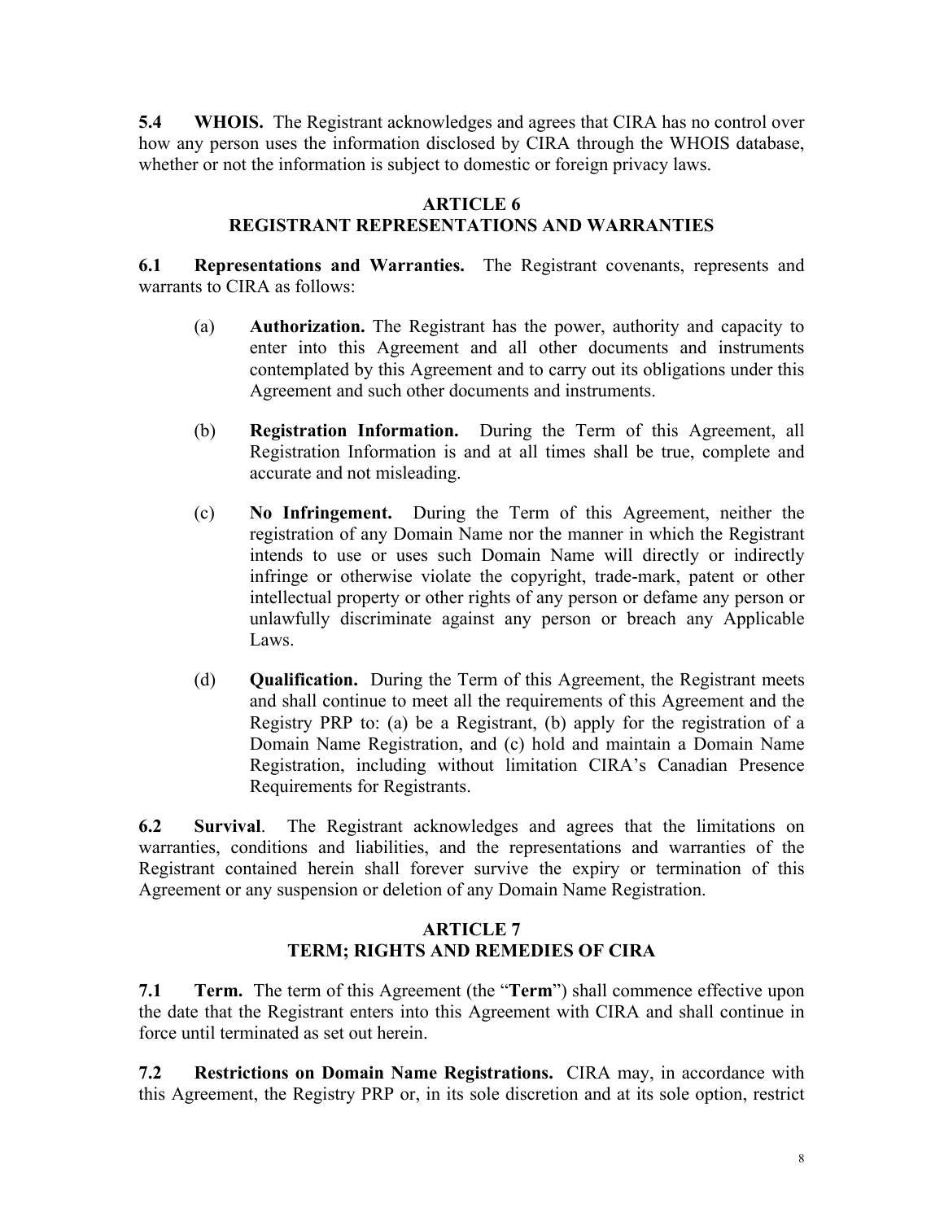**5.4 WHOIS.** The Registrant acknowledges and agrees that CIRA has no control over how any person uses the information disclosed by CIRA through the WHOIS database, whether or not the information is subject to domestic or foreign privacy laws.

## ARTICLE 6
## REGISTRANT REPRESENTATIONS AND WARRANTIES

**6.1 Representations and Warranties.** The Registrant covenants, represents and warrants to CIRA as follows:

(a) **Authorization.** The Registrant has the power, authority and capacity to enter into this Agreement and all other documents and instruments contemplated by this Agreement and to carry out its obligations under this Agreement and such other documents and instruments.

(b) **Registration Information.** During the Term of this Agreement, all Registration Information is and at all times shall be true, complete and accurate and not misleading.

(c) **No Infringement.** During the Term of this Agreement, neither the registration of any Domain Name nor the manner in which the Registrant intends to use or uses such Domain Name will directly or indirectly infringe or otherwise violate the copyright, trade-mark, patent or other intellectual property or other rights of any person or defame any person or unlawfully discriminate against any person or breach any Applicable Laws.

(d) **Qualification.** During the Term of this Agreement, the Registrant meets and shall continue to meet all the requirements of this Agreement and the Registry PRP to: (a) be a Registrant, (b) apply for the registration of a Domain Name Registration, and (c) hold and maintain a Domain Name Registration, including without limitation CIRA's Canadian Presence Requirements for Registrants.

**6.2 Survival**. The Registrant acknowledges and agrees that the limitations on warranties, conditions and liabilities, and the representations and warranties of the Registrant contained herein shall forever survive the expiry or termination of this Agreement or any suspension or deletion of any Domain Name Registration.

## ARTICLE 7
## TERM; RIGHTS AND REMEDIES OF CIRA

**7.1 Term.** The term of this Agreement (the "**Term**") shall commence effective upon the date that the Registrant enters into this Agreement with CIRA and shall continue in force until terminated as set out herein.

**7.2 Restrictions on Domain Name Registrations.** CIRA may, in accordance with this Agreement, the Registry PRP or, in its sole discretion and at its sole option, restrict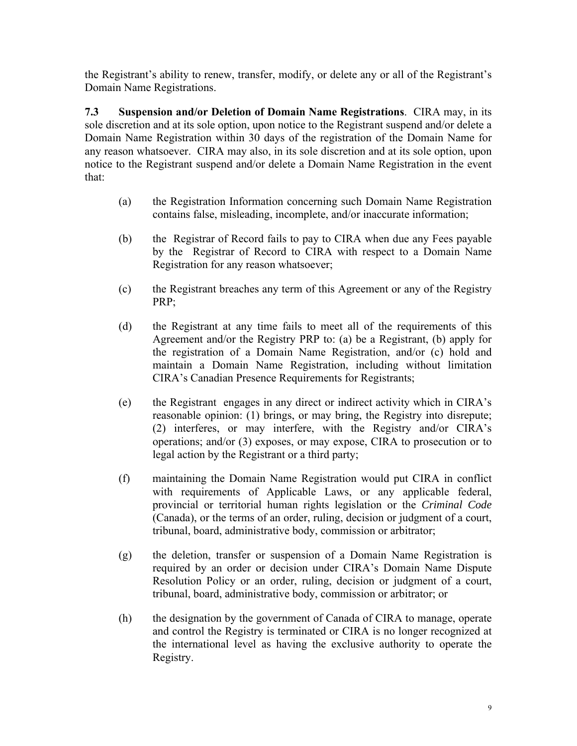the Registrant's ability to renew, transfer, modify, or delete any or all of the Registrant's Domain Name Registrations.

**7.3 Suspension and/or Deletion of Domain Name Registrations**. CIRA may, in its sole discretion and at its sole option, upon notice to the Registrant suspend and/or delete a Domain Name Registration within 30 days of the registration of the Domain Name for any reason whatsoever. CIRA may also, in its sole discretion and at its sole option, upon notice to the Registrant suspend and/or delete a Domain Name Registration in the event that:

(a) the Registration Information concerning such Domain Name Registration contains false, misleading, incomplete, and/or inaccurate information;

(b) the Registrar of Record fails to pay to CIRA when due any Fees payable by the Registrar of Record to CIRA with respect to a Domain Name Registration for any reason whatsoever;

(c) the Registrant breaches any term of this Agreement or any of the Registry PRP;

(d) the Registrant at any time fails to meet all of the requirements of this Agreement and/or the Registry PRP to: (a) be a Registrant, (b) apply for the registration of a Domain Name Registration, and/or (c) hold and maintain a Domain Name Registration, including without limitation CIRA's Canadian Presence Requirements for Registrants;

(e) the Registrant engages in any direct or indirect activity which in CIRA's reasonable opinion: (1) brings, or may bring, the Registry into disrepute; (2) interferes, or may interfere, with the Registry and/or CIRA's operations; and/or (3) exposes, or may expose, CIRA to prosecution or to legal action by the Registrant or a third party;

(f) maintaining the Domain Name Registration would put CIRA in conflict with requirements of Applicable Laws, or any applicable federal, provincial or territorial human rights legislation or the *Criminal Code* (Canada), or the terms of an order, ruling, decision or judgment of a court, tribunal, board, administrative body, commission or arbitrator;

(g) the deletion, transfer or suspension of a Domain Name Registration is required by an order or decision under CIRA's Domain Name Dispute Resolution Policy or an order, ruling, decision or judgment of a court, tribunal, board, administrative body, commission or arbitrator; or

(h) the designation by the government of Canada of CIRA to manage, operate and control the Registry is terminated or CIRA is no longer recognized at the international level as having the exclusive authority to operate the Registry.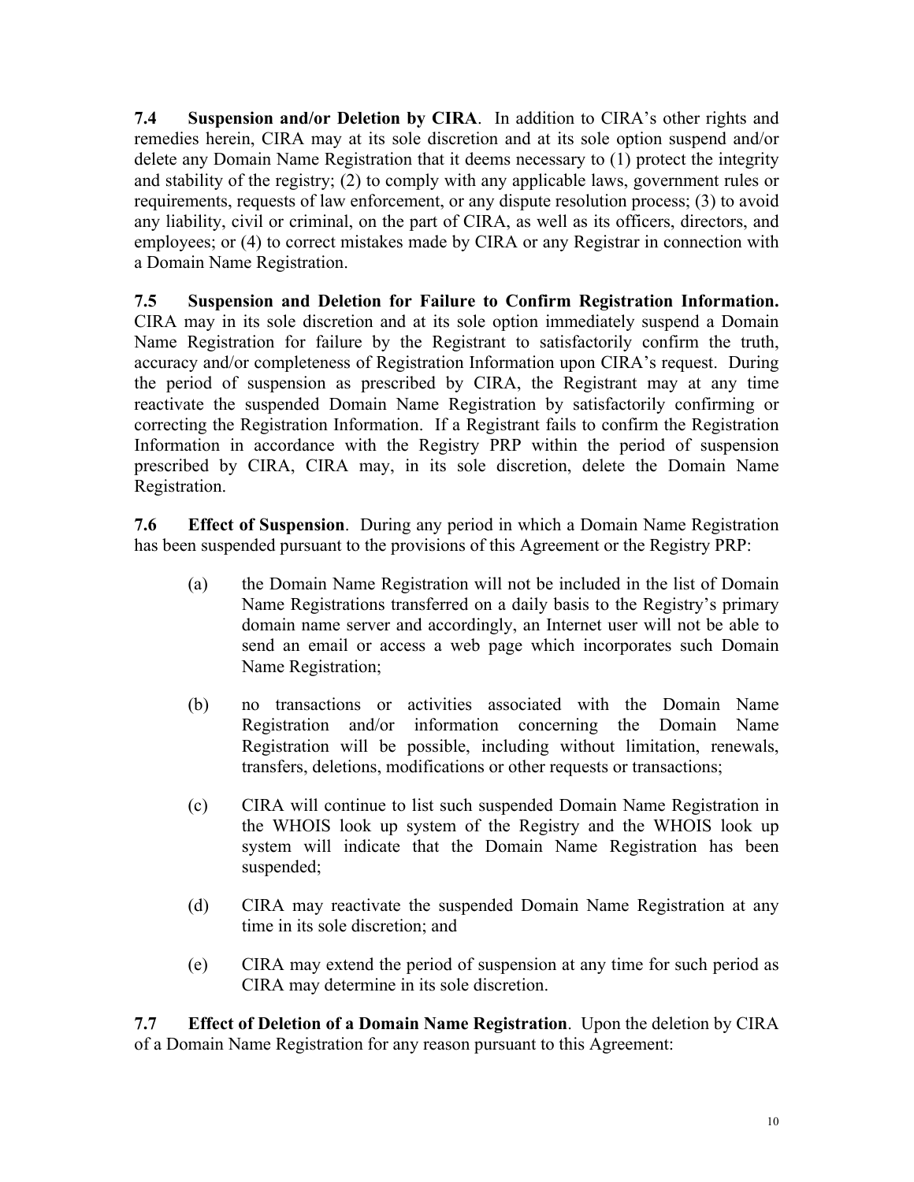**7.4 Suspension and/or Deletion by CIRA**. In addition to CIRA's other rights and remedies herein, CIRA may at its sole discretion and at its sole option suspend and/or delete any Domain Name Registration that it deems necessary to (1) protect the integrity and stability of the registry; (2) to comply with any applicable laws, government rules or requirements, requests of law enforcement, or any dispute resolution process; (3) to avoid any liability, civil or criminal, on the part of CIRA, as well as its officers, directors, and employees; or (4) to correct mistakes made by CIRA or any Registrar in connection with a Domain Name Registration.

**7.5 Suspension and Deletion for Failure to Confirm Registration Information.** CIRA may in its sole discretion and at its sole option immediately suspend a Domain Name Registration for failure by the Registrant to satisfactorily confirm the truth, accuracy and/or completeness of Registration Information upon CIRA's request. During the period of suspension as prescribed by CIRA, the Registrant may at any time reactivate the suspended Domain Name Registration by satisfactorily confirming or correcting the Registration Information. If a Registrant fails to confirm the Registration Information in accordance with the Registry PRP within the period of suspension prescribed by CIRA, CIRA may, in its sole discretion, delete the Domain Name Registration.

**7.6 Effect of Suspension**. During any period in which a Domain Name Registration has been suspended pursuant to the provisions of this Agreement or the Registry PRP:

(a) the Domain Name Registration will not be included in the list of Domain Name Registrations transferred on a daily basis to the Registry's primary domain name server and accordingly, an Internet user will not be able to send an email or access a web page which incorporates such Domain Name Registration;

(b) no transactions or activities associated with the Domain Name Registration and/or information concerning the Domain Name Registration will be possible, including without limitation, renewals, transfers, deletions, modifications or other requests or transactions;

(c) CIRA will continue to list such suspended Domain Name Registration in the WHOIS look up system of the Registry and the WHOIS look up system will indicate that the Domain Name Registration has been suspended;

(d) CIRA may reactivate the suspended Domain Name Registration at any time in its sole discretion; and

(e) CIRA may extend the period of suspension at any time for such period as CIRA may determine in its sole discretion.

**7.7 Effect of Deletion of a Domain Name Registration**. Upon the deletion by CIRA of a Domain Name Registration for any reason pursuant to this Agreement: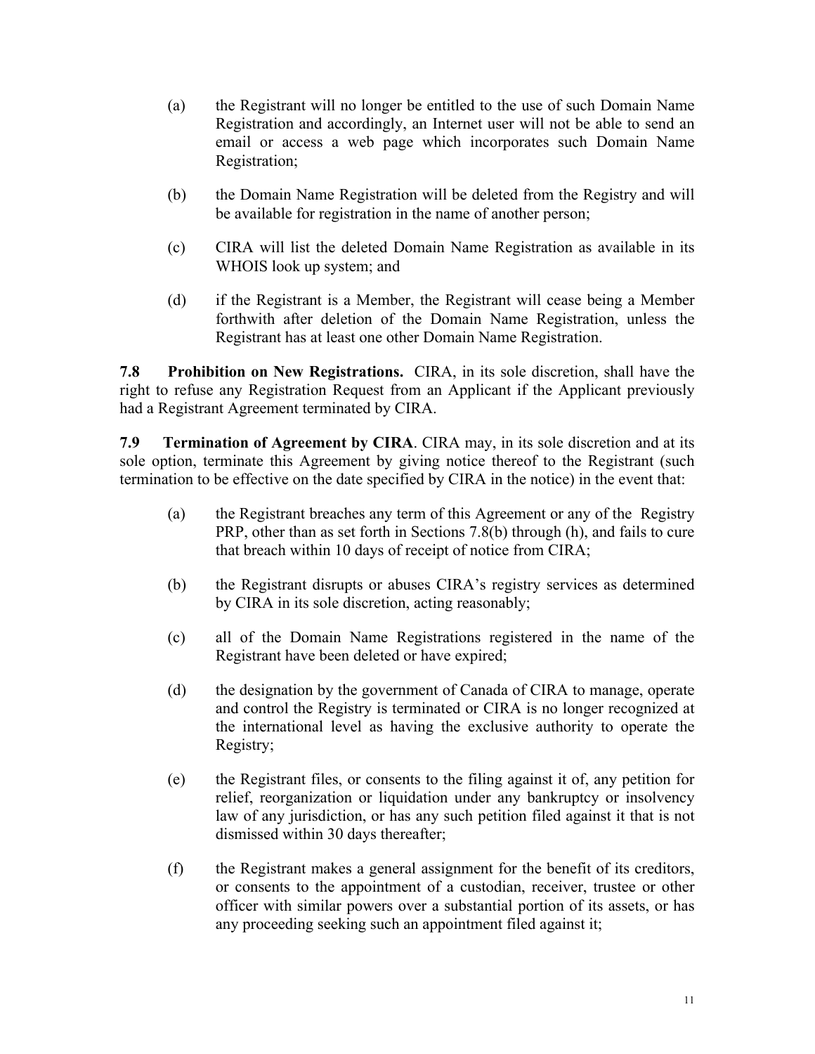(a) the Registrant will no longer be entitled to the use of such Domain Name Registration and accordingly, an Internet user will not be able to send an email or access a web page which incorporates such Domain Name Registration;

(b) the Domain Name Registration will be deleted from the Registry and will be available for registration in the name of another person;

(c) CIRA will list the deleted Domain Name Registration as available in its WHOIS look up system; and

(d) if the Registrant is a Member, the Registrant will cease being a Member forthwith after deletion of the Domain Name Registration, unless the Registrant has at least one other Domain Name Registration.

**7.8 Prohibition on New Registrations.** CIRA, in its sole discretion, shall have the right to refuse any Registration Request from an Applicant if the Applicant previously had a Registrant Agreement terminated by CIRA.

**7.9 Termination of Agreement by CIRA**. CIRA may, in its sole discretion and at its sole option, terminate this Agreement by giving notice thereof to the Registrant (such termination to be effective on the date specified by CIRA in the notice) in the event that:

(a) the Registrant breaches any term of this Agreement or any of the Registry PRP, other than as set forth in Sections 7.8(b) through (h), and fails to cure that breach within 10 days of receipt of notice from CIRA;

(b) the Registrant disrupts or abuses CIRA's registry services as determined by CIRA in its sole discretion, acting reasonably;

(c) all of the Domain Name Registrations registered in the name of the Registrant have been deleted or have expired;

(d) the designation by the government of Canada of CIRA to manage, operate and control the Registry is terminated or CIRA is no longer recognized at the international level as having the exclusive authority to operate the Registry;

(e) the Registrant files, or consents to the filing against it of, any petition for relief, reorganization or liquidation under any bankruptcy or insolvency law of any jurisdiction, or has any such petition filed against it that is not dismissed within 30 days thereafter;

(f) the Registrant makes a general assignment for the benefit of its creditors, or consents to the appointment of a custodian, receiver, trustee or other officer with similar powers over a substantial portion of its assets, or has any proceeding seeking such an appointment filed against it;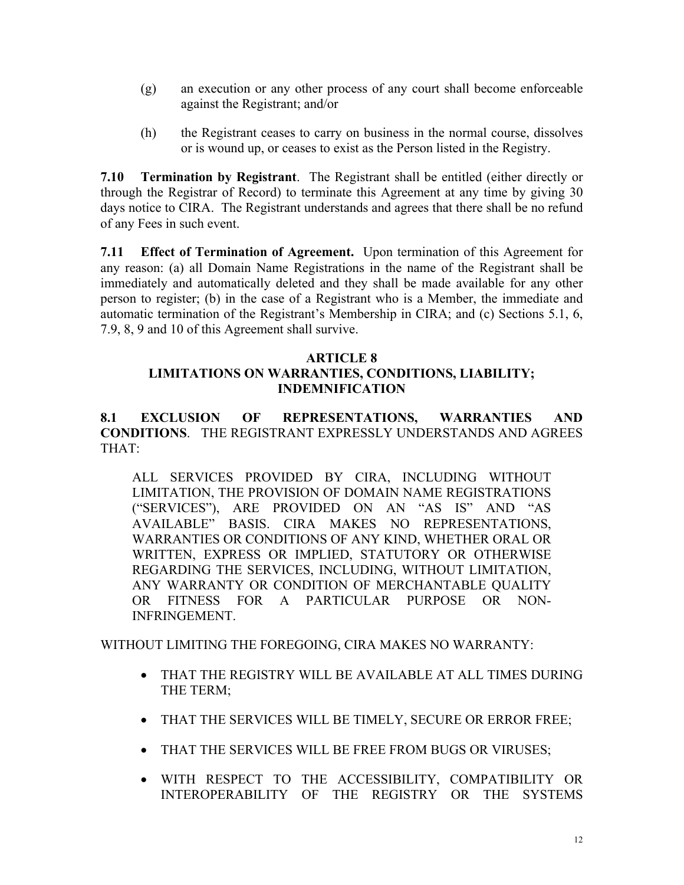(g) an execution or any other process of any court shall become enforceable against the Registrant; and/or

(h) the Registrant ceases to carry on business in the normal course, dissolves or is wound up, or ceases to exist as the Person listed in the Registry.

**7.10 Termination by Registrant**. The Registrant shall be entitled (either directly or through the Registrar of Record) to terminate this Agreement at any time by giving 30 days notice to CIRA. The Registrant understands and agrees that there shall be no refund of any Fees in such event.

**7.11 Effect of Termination of Agreement.** Upon termination of this Agreement for any reason: (a) all Domain Name Registrations in the name of the Registrant shall be immediately and automatically deleted and they shall be made available for any other person to register; (b) in the case of a Registrant who is a Member, the immediate and automatic termination of the Registrant's Membership in CIRA; and (c) Sections 5.1, 6, 7.9, 8, 9 and 10 of this Agreement shall survive.

## ARTICLE 8
## LIMITATIONS ON WARRANTIES, CONDITIONS, LIABILITY; INDEMNIFICATION

**8.1 EXCLUSION OF REPRESENTATIONS, WARRANTIES AND CONDITIONS**. THE REGISTRANT EXPRESSLY UNDERSTANDS AND AGREES THAT:

> ALL SERVICES PROVIDED BY CIRA, INCLUDING WITHOUT LIMITATION, THE PROVISION OF DOMAIN NAME REGISTRATIONS ("SERVICES"), ARE PROVIDED ON AN "AS IS" AND "AS AVAILABLE" BASIS. CIRA MAKES NO REPRESENTATIONS, WARRANTIES OR CONDITIONS OF ANY KIND, WHETHER ORAL OR WRITTEN, EXPRESS OR IMPLIED, STATUTORY OR OTHERWISE REGARDING THE SERVICES, INCLUDING, WITHOUT LIMITATION, ANY WARRANTY OR CONDITION OF MERCHANTABLE QUALITY OR FITNESS FOR A PARTICULAR PURPOSE OR NON-INFRINGEMENT.

WITHOUT LIMITING THE FOREGOING, CIRA MAKES NO WARRANTY:

- THAT THE REGISTRY WILL BE AVAILABLE AT ALL TIMES DURING THE TERM;
- THAT THE SERVICES WILL BE TIMELY, SECURE OR ERROR FREE;
- THAT THE SERVICES WILL BE FREE FROM BUGS OR VIRUSES;
- WITH RESPECT TO THE ACCESSIBILITY, COMPATIBILITY OR INTEROPERABILITY OF THE REGISTRY OR THE SYSTEMS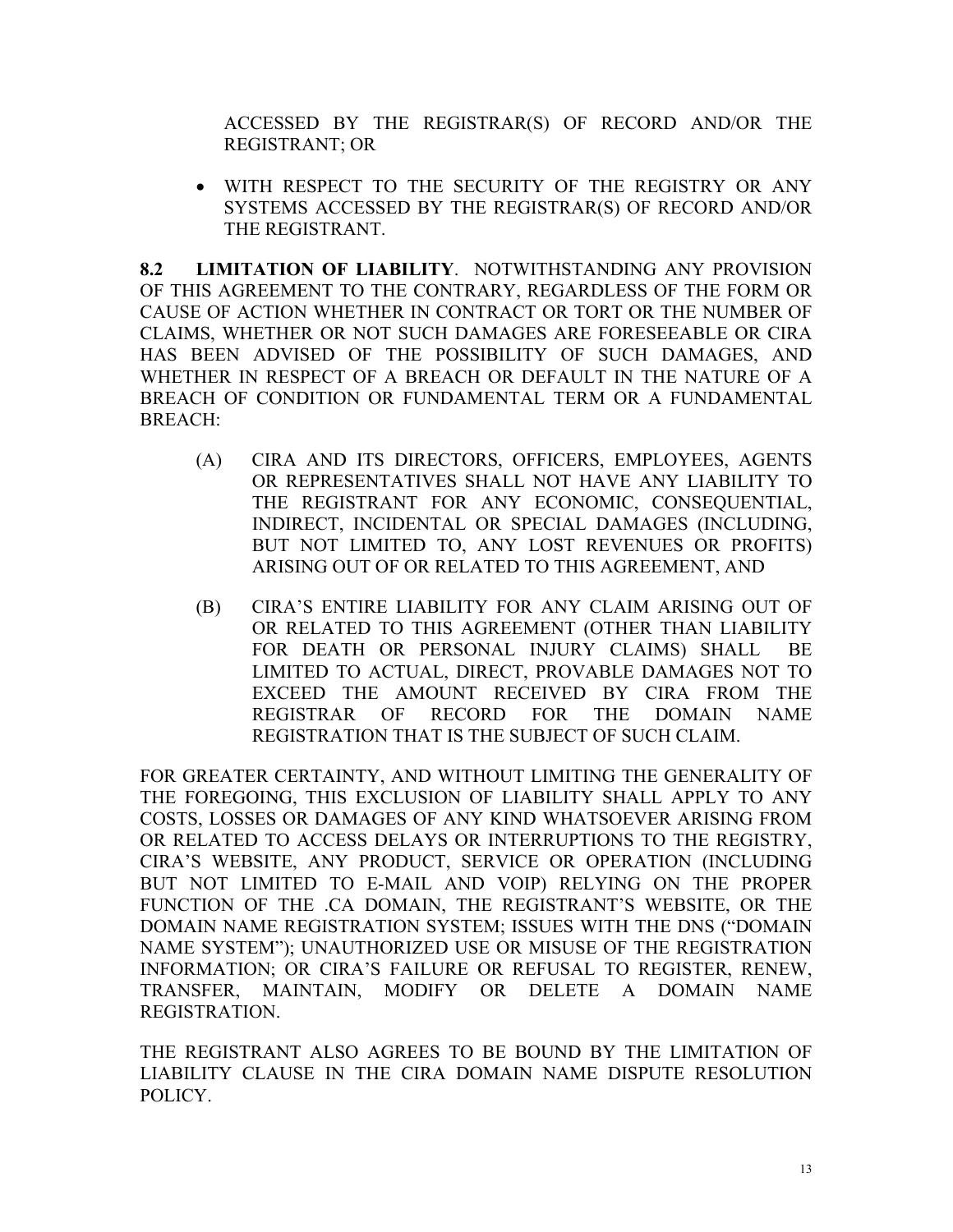ACCESSED BY THE REGISTRAR(S) OF RECORD AND/OR THE REGISTRANT; OR

- WITH RESPECT TO THE SECURITY OF THE REGISTRY OR ANY SYSTEMS ACCESSED BY THE REGISTRAR(S) OF RECORD AND/OR THE REGISTRANT.

**8.2 LIMITATION OF LIABILITY**. NOTWITHSTANDING ANY PROVISION OF THIS AGREEMENT TO THE CONTRARY, REGARDLESS OF THE FORM OR CAUSE OF ACTION WHETHER IN CONTRACT OR TORT OR THE NUMBER OF CLAIMS, WHETHER OR NOT SUCH DAMAGES ARE FORESEEABLE OR CIRA HAS BEEN ADVISED OF THE POSSIBILITY OF SUCH DAMAGES, AND WHETHER IN RESPECT OF A BREACH OR DEFAULT IN THE NATURE OF A BREACH OF CONDITION OR FUNDAMENTAL TERM OR A FUNDAMENTAL BREACH:

(A) CIRA AND ITS DIRECTORS, OFFICERS, EMPLOYEES, AGENTS OR REPRESENTATIVES SHALL NOT HAVE ANY LIABILITY TO THE REGISTRANT FOR ANY ECONOMIC, CONSEQUENTIAL, INDIRECT, INCIDENTAL OR SPECIAL DAMAGES (INCLUDING, BUT NOT LIMITED TO, ANY LOST REVENUES OR PROFITS) ARISING OUT OF OR RELATED TO THIS AGREEMENT, AND

(B) CIRA'S ENTIRE LIABILITY FOR ANY CLAIM ARISING OUT OF OR RELATED TO THIS AGREEMENT (OTHER THAN LIABILITY FOR DEATH OR PERSONAL INJURY CLAIMS) SHALL BE LIMITED TO ACTUAL, DIRECT, PROVABLE DAMAGES NOT TO EXCEED THE AMOUNT RECEIVED BY CIRA FROM THE REGISTRAR OF RECORD FOR THE DOMAIN NAME REGISTRATION THAT IS THE SUBJECT OF SUCH CLAIM.

FOR GREATER CERTAINTY, AND WITHOUT LIMITING THE GENERALITY OF THE FOREGOING, THIS EXCLUSION OF LIABILITY SHALL APPLY TO ANY COSTS, LOSSES OR DAMAGES OF ANY KIND WHATSOEVER ARISING FROM OR RELATED TO ACCESS DELAYS OR INTERRUPTIONS TO THE REGISTRY, CIRA'S WEBSITE, ANY PRODUCT, SERVICE OR OPERATION (INCLUDING BUT NOT LIMITED TO E-MAIL AND VOIP) RELYING ON THE PROPER FUNCTION OF THE .CA DOMAIN, THE REGISTRANT'S WEBSITE, OR THE DOMAIN NAME REGISTRATION SYSTEM; ISSUES WITH THE DNS ("DOMAIN NAME SYSTEM"); UNAUTHORIZED USE OR MISUSE OF THE REGISTRATION INFORMATION; OR CIRA'S FAILURE OR REFUSAL TO REGISTER, RENEW, TRANSFER, MAINTAIN, MODIFY OR DELETE A DOMAIN NAME REGISTRATION.

THE REGISTRANT ALSO AGREES TO BE BOUND BY THE LIMITATION OF LIABILITY CLAUSE IN THE CIRA DOMAIN NAME DISPUTE RESOLUTION POLICY.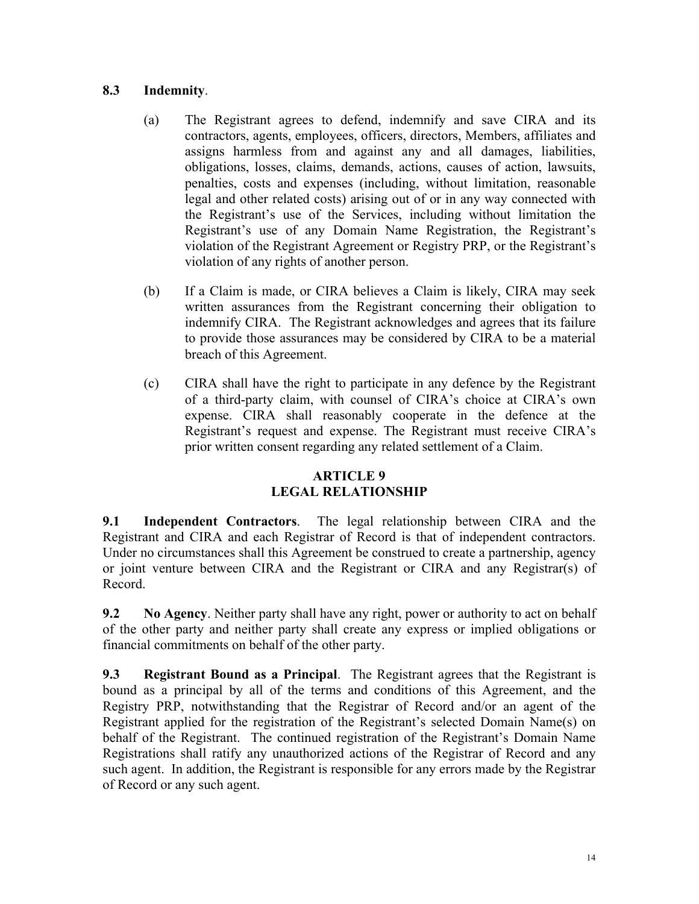**8.3 Indemnity**.

(a) The Registrant agrees to defend, indemnify and save CIRA and its contractors, agents, employees, officers, directors, Members, affiliates and assigns harmless from and against any and all damages, liabilities, obligations, losses, claims, demands, actions, causes of action, lawsuits, penalties, costs and expenses (including, without limitation, reasonable legal and other related costs) arising out of or in any way connected with the Registrant's use of the Services, including without limitation the Registrant's use of any Domain Name Registration, the Registrant's violation of the Registrant Agreement or Registry PRP, or the Registrant's violation of any rights of another person.

(b) If a Claim is made, or CIRA believes a Claim is likely, CIRA may seek written assurances from the Registrant concerning their obligation to indemnify CIRA. The Registrant acknowledges and agrees that its failure to provide those assurances may be considered by CIRA to be a material breach of this Agreement.

(c) CIRA shall have the right to participate in any defence by the Registrant of a third-party claim, with counsel of CIRA's choice at CIRA's own expense. CIRA shall reasonably cooperate in the defence at the Registrant's request and expense. The Registrant must receive CIRA's prior written consent regarding any related settlement of a Claim.

## ARTICLE 9
## LEGAL RELATIONSHIP

**9.1 Independent Contractors**. The legal relationship between CIRA and the Registrant and CIRA and each Registrar of Record is that of independent contractors. Under no circumstances shall this Agreement be construed to create a partnership, agency or joint venture between CIRA and the Registrant or CIRA and any Registrar(s) of Record.

**9.2 No Agency**. Neither party shall have any right, power or authority to act on behalf of the other party and neither party shall create any express or implied obligations or financial commitments on behalf of the other party.

**9.3 Registrant Bound as a Principal**. The Registrant agrees that the Registrant is bound as a principal by all of the terms and conditions of this Agreement, and the Registry PRP, notwithstanding that the Registrar of Record and/or an agent of the Registrant applied for the registration of the Registrant's selected Domain Name(s) on behalf of the Registrant. The continued registration of the Registrant's Domain Name Registrations shall ratify any unauthorized actions of the Registrar of Record and any such agent. In addition, the Registrant is responsible for any errors made by the Registrar of Record or any such agent.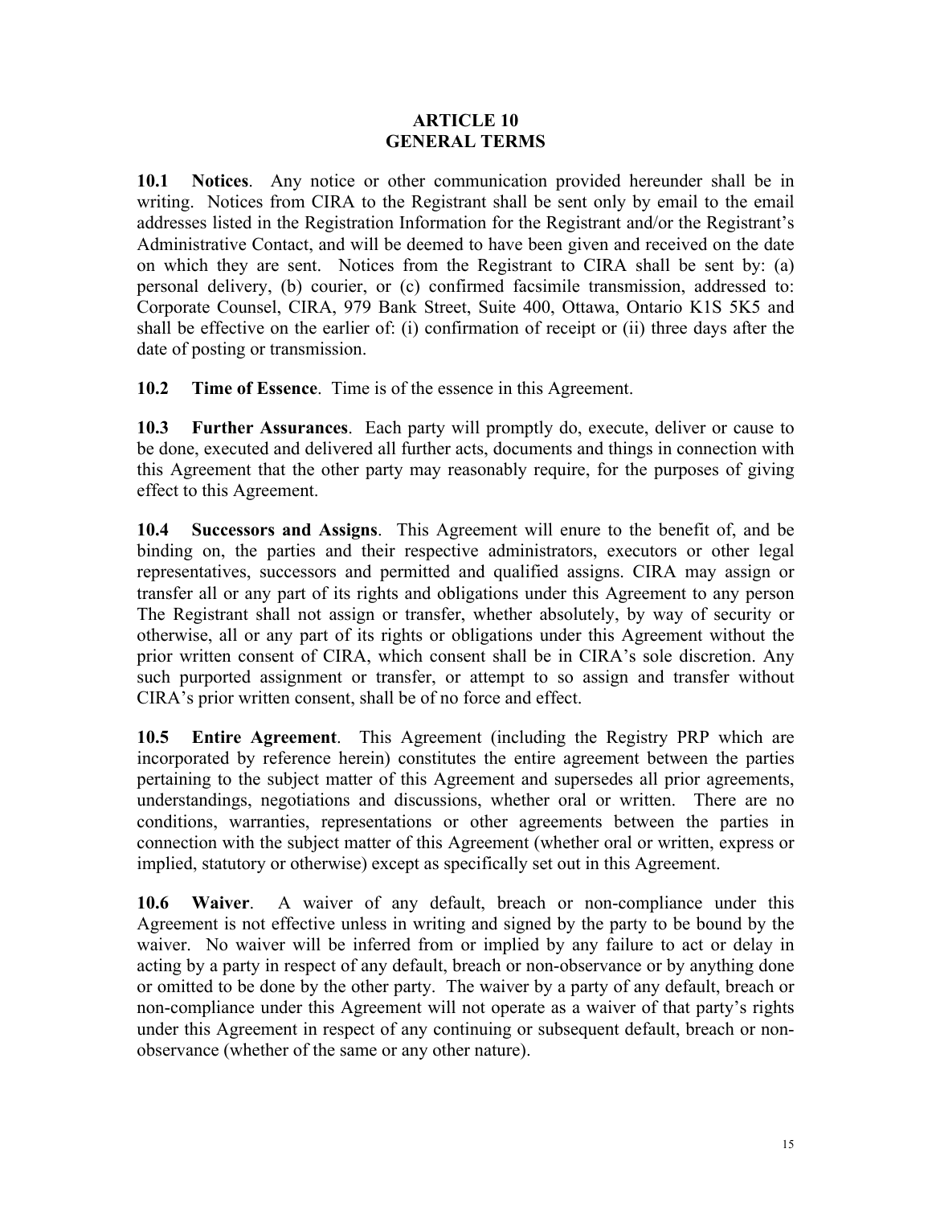# ARTICLE 10
# GENERAL TERMS

**10.1 Notices**. Any notice or other communication provided hereunder shall be in writing. Notices from CIRA to the Registrant shall be sent only by email to the email addresses listed in the Registration Information for the Registrant and/or the Registrant's Administrative Contact, and will be deemed to have been given and received on the date on which they are sent. Notices from the Registrant to CIRA shall be sent by: (a) personal delivery, (b) courier, or (c) confirmed facsimile transmission, addressed to: Corporate Counsel, CIRA, 979 Bank Street, Suite 400, Ottawa, Ontario K1S 5K5 and shall be effective on the earlier of: (i) confirmation of receipt or (ii) three days after the date of posting or transmission.

**10.2 Time of Essence**. Time is of the essence in this Agreement.

**10.3 Further Assurances**. Each party will promptly do, execute, deliver or cause to be done, executed and delivered all further acts, documents and things in connection with this Agreement that the other party may reasonably require, for the purposes of giving effect to this Agreement.

**10.4 Successors and Assigns**. This Agreement will enure to the benefit of, and be binding on, the parties and their respective administrators, executors or other legal representatives, successors and permitted and qualified assigns. CIRA may assign or transfer all or any part of its rights and obligations under this Agreement to any person The Registrant shall not assign or transfer, whether absolutely, by way of security or otherwise, all or any part of its rights or obligations under this Agreement without the prior written consent of CIRA, which consent shall be in CIRA's sole discretion. Any such purported assignment or transfer, or attempt to so assign and transfer without CIRA's prior written consent, shall be of no force and effect.

**10.5 Entire Agreement**. This Agreement (including the Registry PRP which are incorporated by reference herein) constitutes the entire agreement between the parties pertaining to the subject matter of this Agreement and supersedes all prior agreements, understandings, negotiations and discussions, whether oral or written. There are no conditions, warranties, representations or other agreements between the parties in connection with the subject matter of this Agreement (whether oral or written, express or implied, statutory or otherwise) except as specifically set out in this Agreement.

**10.6 Waiver**. A waiver of any default, breach or non-compliance under this Agreement is not effective unless in writing and signed by the party to be bound by the waiver. No waiver will be inferred from or implied by any failure to act or delay in acting by a party in respect of any default, breach or non-observance or by anything done or omitted to be done by the other party. The waiver by a party of any default, breach or non-compliance under this Agreement will not operate as a waiver of that party's rights under this Agreement in respect of any continuing or subsequent default, breach or non-observance (whether of the same or any other nature).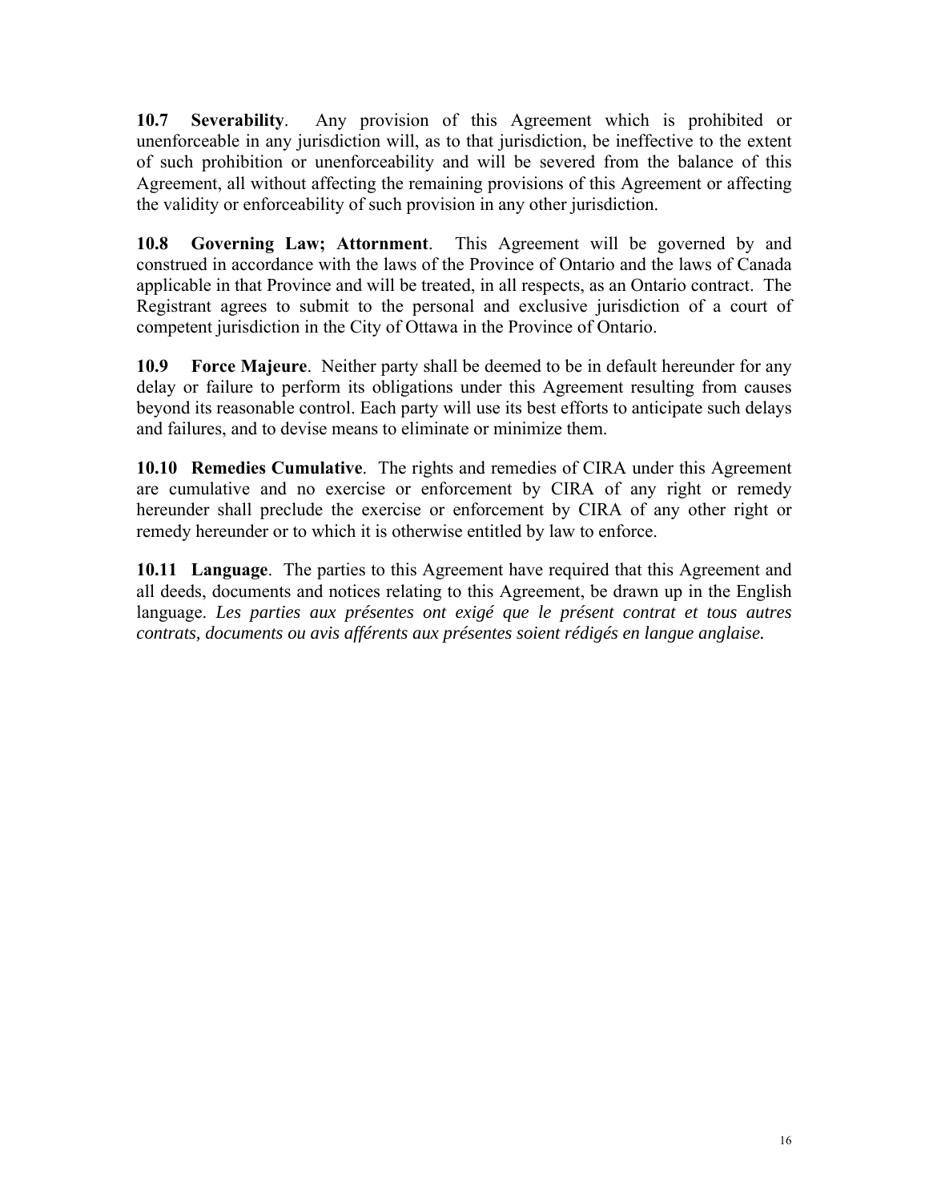**10.7 Severability**. Any provision of this Agreement which is prohibited or unenforceable in any jurisdiction will, as to that jurisdiction, be ineffective to the extent of such prohibition or unenforceability and will be severed from the balance of this Agreement, all without affecting the remaining provisions of this Agreement or affecting the validity or enforceability of such provision in any other jurisdiction.

**10.8 Governing Law; Attornment**. This Agreement will be governed by and construed in accordance with the laws of the Province of Ontario and the laws of Canada applicable in that Province and will be treated, in all respects, as an Ontario contract. The Registrant agrees to submit to the personal and exclusive jurisdiction of a court of competent jurisdiction in the City of Ottawa in the Province of Ontario.

**10.9 Force Majeure**. Neither party shall be deemed to be in default hereunder for any delay or failure to perform its obligations under this Agreement resulting from causes beyond its reasonable control. Each party will use its best efforts to anticipate such delays and failures, and to devise means to eliminate or minimize them.

**10.10 Remedies Cumulative**. The rights and remedies of CIRA under this Agreement are cumulative and no exercise or enforcement by CIRA of any right or remedy hereunder shall preclude the exercise or enforcement by CIRA of any other right or remedy hereunder or to which it is otherwise entitled by law to enforce.

**10.11 Language**. The parties to this Agreement have required that this Agreement and all deeds, documents and notices relating to this Agreement, be drawn up in the English language. *Les parties aux présentes ont exigé que le présent contrat et tous autres contrats, documents ou avis afférents aux présentes soient rédigés en langue anglaise.*